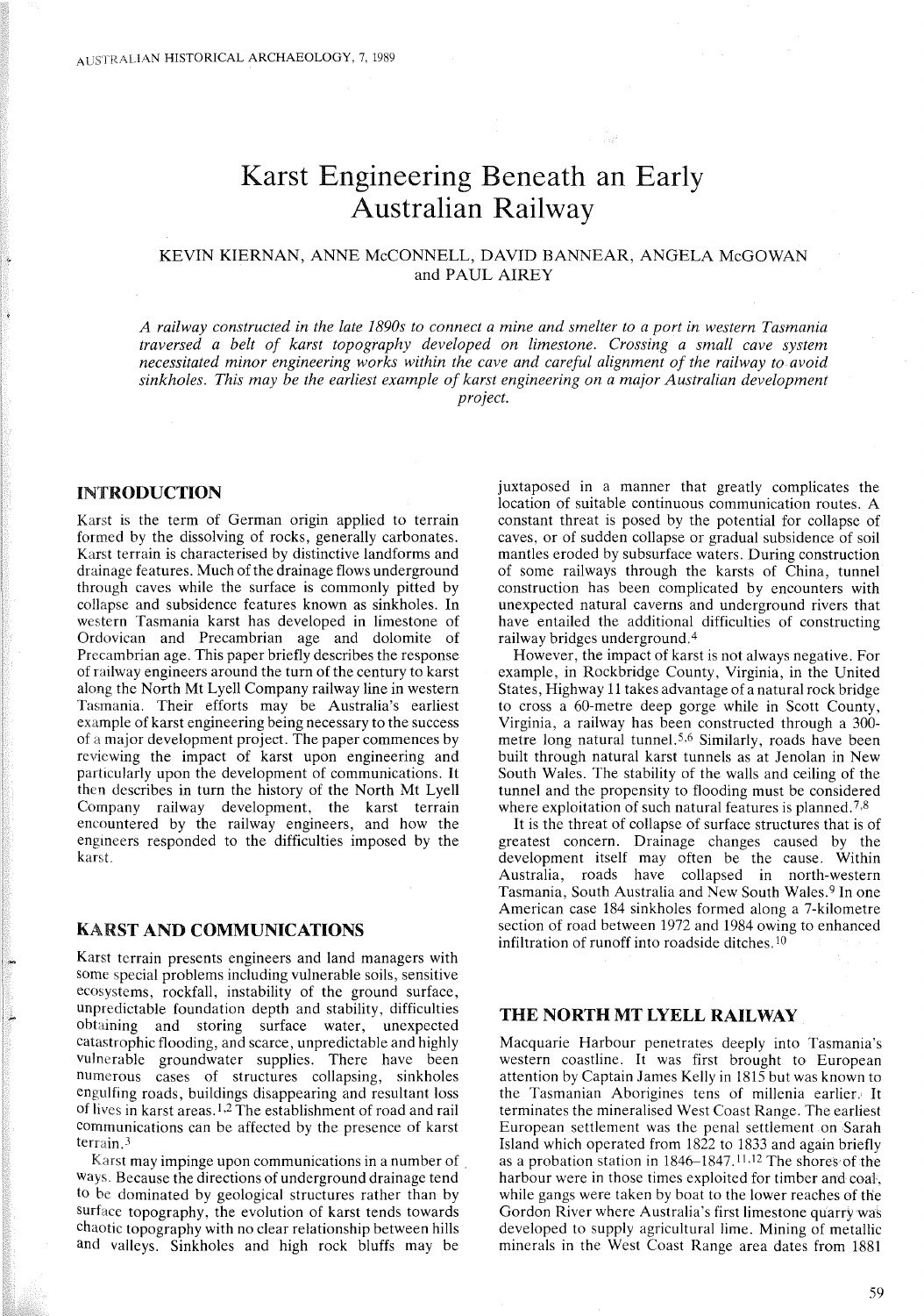# Karst Engineering Beneath an Early Australian Railway

KEVIN KIERNAN, ANNE McCONNELL, DAVID BANNEAR, ANGELA McGOWAN and PAUL AIREY

*A railway constructed in the late 1890s to connect a mine and smelter to a port in western Tasmania traversed a belt of karst topography developed on limestone. Crossing a small cave system necessitated minor engineering works within the cave and careful alignment of the railway to avoid sinkholes. This may be the earliest example of karst engineering on a major Australian development project.*

## INTRODUCTION

Karst is the term of German origin applied to terrain formed by the dissolving of rocks, generally carbonates. Karst terrain is characterised by distinctive landforms and drainage features. Much of the drainage flows underground through caves while the surface is commonly pitted by collapse and subsidence features known as sinkholes. In western Tasmania karst has developed in limestone of Ordovican and Precambrian age and dolomite of Precambrian age. This paper briefly describes the response of railway engineers around the turn of the century to karst along the North Mt Lyell Company railway line in western Tasmania. Their efforts may be Australia's earliest example of karst engineering being necessary to the success of a major development project. The paper commences by reviewing the impact of karst upon engineering and particularly upon the development of communications. It then describes in turn the history of the North Mt Lyell Company railway development, the karst terrain encountered by the railway engineers, and how the engineers responded to the difficulties imposed by the karst.

## KARST AND COMMUNICATIONS

Karst terrain presents engineers and land managers with some special problems including vulnerable soils, sensitive ecosystems, rockfall, instability of the ground surface, unpredictable foundation depth and stability, difficulties obtaining and storing surface water, unexpected catastrophic flooding, and scarce, unpredictable and highly vulnerable groundwater supplies. There have been numerous cases of structures collapsing, sinkholes engulfing roads, buildings disappearing and resultant loss of lives in karst areas.[1,2] The establishment of road and rail communications can be affected by the presence of karst terrain.[3]

Karst may impinge upon communications in a number of ways. Because the directions of underground drainage tend to be dominated by geological structures rather than by surface topography, the evolution of karst tends towards chaotic topography with no clear relationship between hills and valleys. Sinkholes and high rock bluffs may be juxtaposed in a manner that greatly complicates the location of suitable continuous communication routes. A constant threat is posed by the potential for collapse of caves, or of sudden collapse or gradual subsidence of soil mantles eroded by subsurface waters. During construction of some railways through the karsts of China, tunnel construction has been complicated by encounters with unexpected natural caverns and underground rivers that have entailed the additional difficulties of constructing railway bridges underground.[4]

However, the impact of karst is not always negative. For example, in Rockbridge County, Virginia, in the United States, Highway 11 takes advantage of a natural rock bridge to cross a 60-metre deep gorge while in Scott County, Virginia, a railway has been constructed through a 300-metre long natural tunnel.[5,6] Similarly, roads have been built through natural karst tunnels as at Jenolan in New South Wales. The stability of the walls and ceiling of the tunnel and the propensity to flooding must be considered where exploitation of such natural features is planned.[7,8]

It is the threat of collapse of surface structures that is of greatest concern. Drainage changes caused by the development itself may often be the cause. Within Australia, roads have collapsed in north-western Tasmania, South Australia and New South Wales.[9] In one American case 184 sinkholes formed along a 7-kilometre section of road between 1972 and 1984 owing to enhanced infiltration of runoff into roadside ditches.[10]

## THE NORTH MT LYELL RAILWAY

Macquarie Harbour penetrates deeply into Tasmania's western coastline. It was first brought to European attention by Captain James Kelly in 1815 but was known to the Tasmanian Aborigines tens of millenia earlier. It terminates the mineralised West Coast Range. The earliest European settlement was the penal settlement on Sarah Island which operated from 1822 to 1833 and again briefly as a probation station in 1846–1847.[11,12] The shores of the harbour were in those times exploited for timber and coal, while gangs were taken by boat to the lower reaches of the Gordon River where Australia's first limestone quarry was developed to supply agricultural lime. Mining of metallic minerals in the West Coast Range area dates from 1881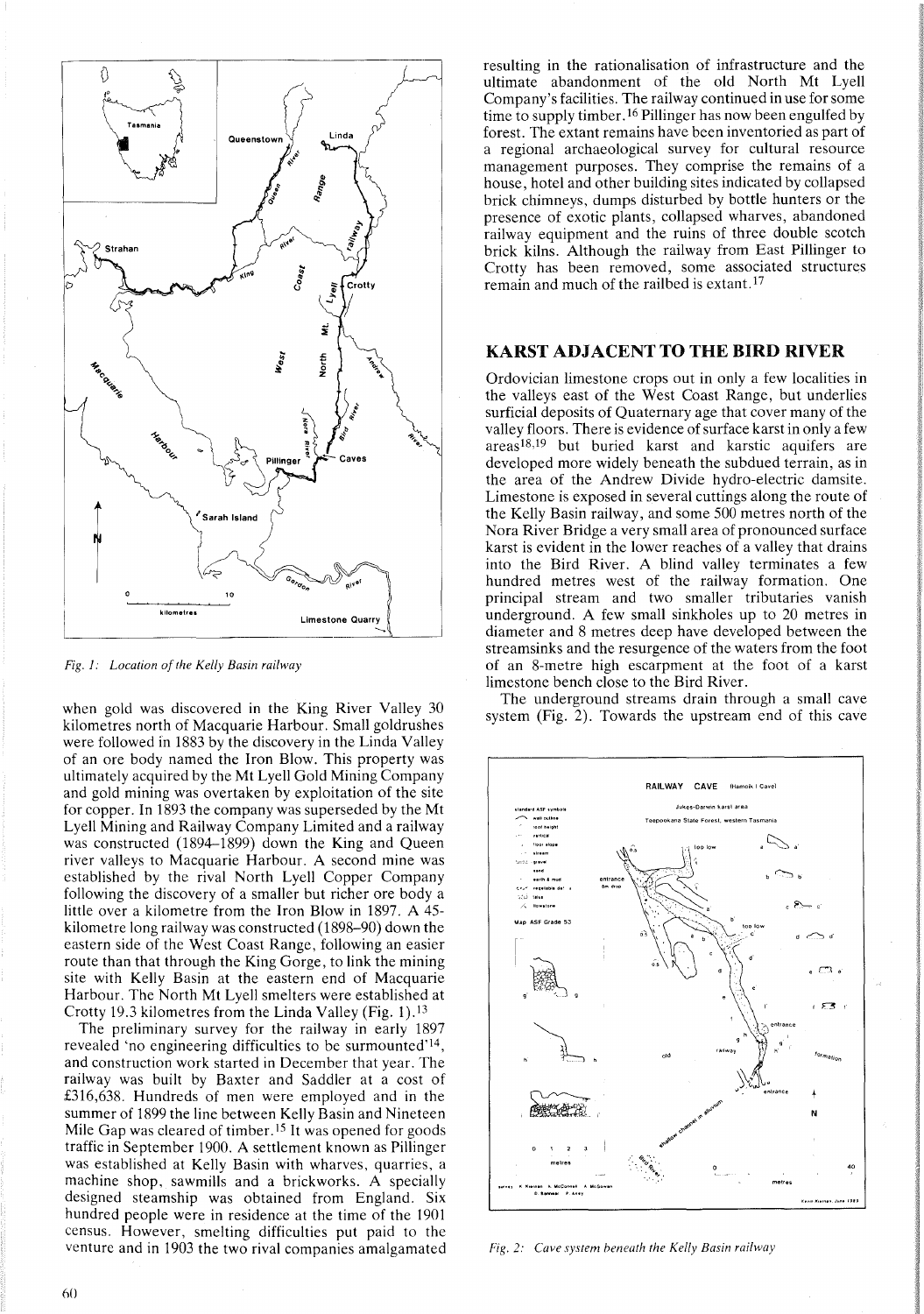*Fig. 1: Location of the Kelly Basin railway*

when gold was discovered in the King River Valley 30 kilometres north of Macquarie Harbour. Small goldrushes were followed in 1883 by the discovery in the Linda Valley of an ore body named the Iron Blow. This property was ultimately acquired by the Mt Lyell Gold Mining Company and gold mining was overtaken by exploitation of the site for copper. In 1893 the company was superseded by the Mt Lyell Mining and Railway Company Limited and a railway was constructed (1894–1899) down the King and Queen river valleys to Macquarie Harbour. A second mine was established by the rival North Lyell Copper Company following the discovery of a smaller but richer ore body a little over a kilometre from the Iron Blow in 1897. A 45-kilometre long railway was constructed (1898–90) down the eastern side of the West Coast Range, following an easier route than that through the King Gorge, to link the mining site with Kelly Basin at the eastern end of Macquarie Harbour. The North Mt Lyell smelters were established at Crotty 19.3 kilometres from the Linda Valley (Fig. 1).[13]

The preliminary survey for the railway in early 1897 revealed 'no engineering difficulties to be surmounted'[14], and construction work started in December that year. The railway was built by Baxter and Saddler at a cost of £316,638. Hundreds of men were employed and in the summer of 1899 the line between Kelly Basin and Nineteen Mile Gap was cleared of timber.[15] It was opened for goods traffic in September 1900. A settlement known as Pillinger was established at Kelly Basin with wharves, quarries, a machine shop, sawmills and a brickworks. A specially designed steamship was obtained from England. Six hundred people were in residence at the time of the 1901 census. However, smelting difficulties put paid to the venture and in 1903 the two rival companies amalgamated resulting in the rationalisation of infrastructure and the ultimate abandonment of the old North Mt Lyell Company's facilities. The railway continued in use for some time to supply timber.[16] Pillinger has now been engulfed by forest. The extant remains have been inventoried as part of a regional archaeological survey for cultural resource management purposes. They comprise the remains of a house, hotel and other building sites indicated by collapsed brick chimneys, dumps disturbed by bottle hunters or the presence of exotic plants, collapsed wharves, abandoned railway equipment and the ruins of three double scotch brick kilns. Although the railway from East Pillinger to Crotty has been removed, some associated structures remain and much of the railbed is extant.[17]

## KARST ADJACENT TO THE BIRD RIVER

Ordovician limestone crops out in only a few localities in the valleys east of the West Coast Range, but underlies surficial deposits of Quaternary age that cover many of the valley floors. There is evidence of surface karst in only a few areas[18,19] but buried karst and karstic aquifers are developed more widely beneath the subdued terrain, as in the area of the Andrew Divide hydro-electric damsite. Limestone is exposed in several cuttings along the route of the Kelly Basin railway, and some 500 metres north of the Nora River Bridge a very small area of pronounced surface karst is evident in the lower reaches of a valley that drains into the Bird River. A blind valley terminates a few hundred metres west of the railway formation. One principal stream and two smaller tributaries vanish underground. A few small sinkholes up to 20 metres in diameter and 8 metres deep have developed between the streamsinks and the resurgence of the waters from the foot of an 8-metre high escarpment at the foot of a karst limestone bench close to the Bird River.

The underground streams drain through a small cave system (Fig. 2). Towards the upstream end of this cave

*Fig. 2: Cave system beneath the Kelly Basin railway*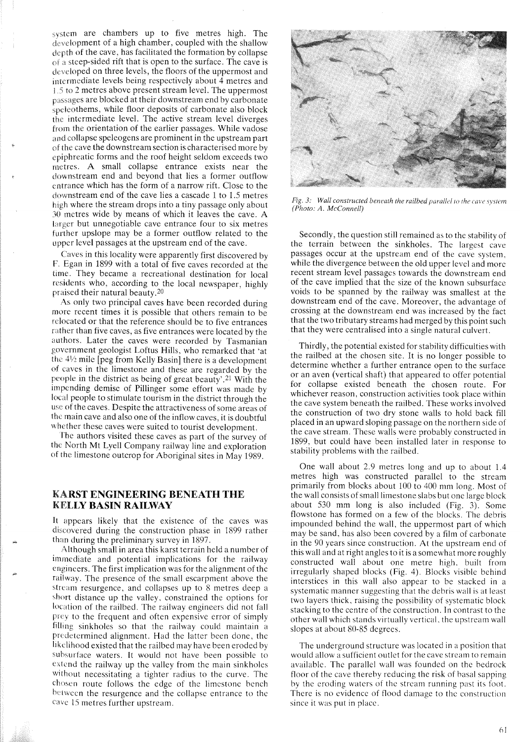system are chambers up to five metres high. The development of a high chamber, coupled with the shallow depth of the cave, has facilitated the formation by collapse of a steep-sided rift that is open to the surface. The cave is developed on three levels, the floors of the uppermost and intermediate levels being respectively about 4 metres and 1.5 to 2 metres above present stream level. The uppermost passages are blocked at their downstream end by carbonate speleothems, while floor deposits of carbonate also block the intermediate level. The active stream level diverges from the orientation of the earlier passages. While vadose and collapse speleogens are prominent in the upstream part of the cave the downstream section is characterised more by epiphreatic forms and the roof height seldom exceeds two metres. A small collapse entrance exists near the downstream end and beyond that lies a former outflow entrance which has the form of a narrow rift. Close to the downstream end of the cave lies a cascade 1 to 1.5 metres high where the stream drops into a tiny passage only about 30 metres wide by means of which it leaves the cave. A larger but unnegotiable cave entrance four to six metres further upslope may be a former outflow related to the upper level passages at the upstream end of the cave.

Caves in this locality were apparently first discovered by F. Egan in 1899 with a total of five caves recorded at the time. They became a recreational destination for local residents who, according to the local newspaper, highly praised their natural beauty.[20]

As only two principal caves have been recorded during more recent times it is possible that others remain to be relocated or that the reference should be to five entrances rather than five caves, as five entrances were located by the authors. Later the caves were recorded by Tasmanian government geologist Loftus Hills, who remarked that 'at the 4½ mile [peg from Kelly Basin] there is a development of caves in the limestone and these are regarded by the people in the district as being of great beauty'.[21] With the impending demise of Pillinger some effort was made by local people to stimulate tourism in the district through the use of the caves. Despite the attractiveness of some areas of the main cave and also one of the inflow caves, it is doubtful whether these caves were suited to tourist development.

The authors visited these caves as part of the survey of the North Mt Lyell Company railway line and exploration of the limestone outcrop for Aboriginal sites in May 1989.

## KARST ENGINEERING BENEATH THE KELLY BASIN RAILWAY

It appears likely that the existence of the caves was discovered during the construction phase in 1899 rather than during the preliminary survey in 1897.

Although small in area this karst terrain held a number of immediate and potential implications for the railway engineers. The first implication was for the alignment of the railway. The presence of the small escarpment above the stream resurgence, and collapses up to 8 metres deep a short distance up the valley, constrained the options for location of the railbed. The railway engineers did not fall prey to the frequent and often expensive error of simply filling sinkholes so that the railway could maintain a predetermined alignment. Had the latter been done, the likelihood existed that the railbed may have been eroded by subsurface waters. It would not have been possible to extend the railway up the valley from the main sinkholes without necessitating a tighter radius to the curve. The chosen route follows the edge of the limestone bench between the resurgence and the collapse entrance to the cave 15 metres further upstream.

*Fig. 3: Wall constructed beneath the railbed parallel to the cave system (Photo: A. McConnell)*

Secondly, the question still remained as to the stability of the terrain between the sinkholes. The largest cave passages occur at the upstream end of the cave system, while the divergence between the old upper level and more recent stream level passages towards the downstream end of the cave implied that the size of the known subsurface voids to be spanned by the railway was smallest at the downstream end of the cave. Moreover, the advantage of crossing at the downstream end was increased by the fact that the two tributary streams had merged by this point such that they were centralised into a single natural culvert.

Thirdly, the potential existed for stability difficulties with the railbed at the chosen site. It is no longer possible to determine whether a further entrance open to the surface or an aven (vertical shaft) that appeared to offer potential for collapse existed beneath the chosen route. For whichever reason, construction activities took place within the cave system beneath the railbed. These works involved the construction of two dry stone walls to hold back fill placed in an upward sloping passage on the northern side of the cave stream. These walls were probably constructed in 1899, but could have been installed later in response to stability problems with the railbed.

One wall about 2.9 metres long and up to about 1.4 metres high was constructed parallel to the stream primarily from blocks about 100 to 400 mm long. Most of the wall consists of small limestone slabs but one large block about 530 mm long is also included (Fig. 3). Some flowstone has formed on a few of the blocks. The debris impounded behind the wall, the uppermost part of which may be sand, has also been covered by a film of carbonate in the 90 years since construction. At the upstream end of this wall and at right angles to it is a somewhat more roughly constructed wall about one metre high, built from irregularly shaped blocks (Fig. 4). Blocks visible behind interstices in this wall also appear to be stacked in a systematic manner suggesting that the debris wall is at least two layers thick, raising the possibility of systematic block stacking to the centre of the construction. In contrast to the other wall which stands virtually vertical, the upstream wall slopes at about 80-85 degrees.

The underground structure was located in a position that would allow a sufficient outlet for the cave stream to remain available. The parallel wall was founded on the bedrock floor of the cave thereby reducing the risk of basal sapping by the eroding waters of the stream running past its foot. There is no evidence of flood damage to the construction since it was put in place.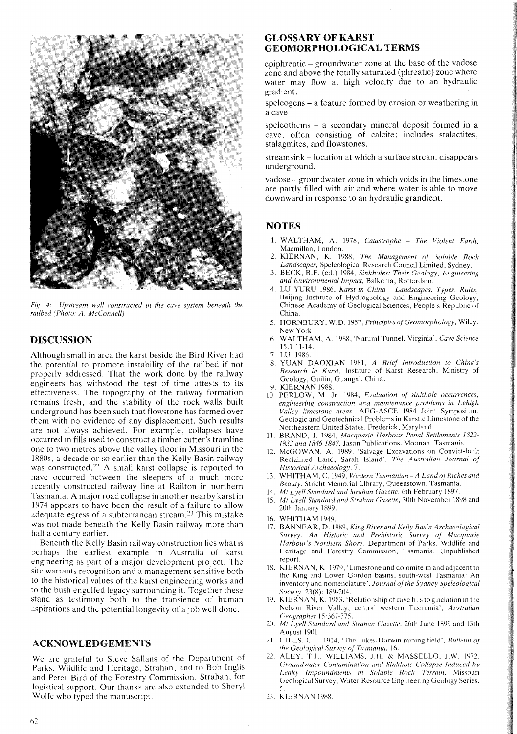Fig. 4: Upstream wall constructed in the cave system beneath the railbed (Photo: A. McConnell)

## DISCUSSION

Although small in area the karst beside the Bird River had the potential to promote instability of the railbed if not properly addressed. That the work done by the railway engineers has withstood the test of time attests to its effectiveness. The topography of the railway formation remains fresh, and the stability of the rock walls built underground has been such that flowstone has formed over them with no evidence of any displacement. Such results are not always achieved. For example, collapses have occurred in fills used to construct a timber cutter's tramline one to two metres above the valley floor in Missouri in the 1880s, a decade or so earlier than the Kelly Basin railway was constructed.[22] A small karst collapse is reported to have occurred between the sleepers of a much more recently constructed railway line at Railton in northern Tasmania. A major road collapse in another nearby karst in 1974 appears to have been the result of a failure to allow adequate egress of a subterranean stream.[23] This mistake was not made beneath the Kelly Basin railway more than half a century earlier.

Beneath the Kelly Basin railway construction lies what is perhaps the earliest example in Australia of karst engineering as part of a major development project. The site warrants recognition and a management sensitive both to the historical values of the karst engineering works and to the bush engulfed legacy surrounding it. Together these stand as testimony both to the transience of human aspirations and the potential longevity of a job well done.

## ACKNOWLEDGEMENTS

We are grateful to Steve Sallans of the Department of Parks, Wildlife and Heritage, Strahan, and to Bob Inglis and Peter Bird of the Forestry Commission, Strahan, for logistical support. Our thanks are also extended to Sheryl Wolfe who typed the manuscript.

## GLOSSARY OF KARST GEOMORPHOLOGICAL TERMS

epiphreatic – groundwater zone at the base of the vadose zone and above the totally saturated (phreatic) zone where water may flow at high velocity due to an hydraulic gradient.

speleogens – a feature formed by erosion or weathering in a cave

speleothems – a secondary mineral deposit formed in a cave, often consisting of calcite; includes stalactites, stalagmites, and flowstones.

streamsink – location at which a surface stream disappears underground.

vadose – groundwater zone in which voids in the limestone are partly filled with air and where water is able to move downward in response to an hydraulic grandient.

## NOTES

1. WALTHAM, A. 1978, *Catastrophe – The Violent Earth*, Macmillan, London.
2. KIERNAN, K. 1988, *The Management of Soluble Rock Landscapes*, Speleological Research Council Limited, Sydney.
3. BECK, B.F. (ed.) 1984, *Sinkholes: Their Geology, Engineering and Environmental Impact*, Balkema, Rotterdam.
4. LU YURU 1986, *Karst in China – Landscapes. Types. Rules*, Beijing Institute of Hydrogeology and Engineering Geology, Chinese Academy of Geological Sciences, People's Republic of China.
5. HORNBURY, W.D. 1957, *Principles of Geomorphology*, Wiley, New York.
6. WALTHAM, A. 1988, 'Natural Tunnel, Virginia', *Cave Science* 15.1:11-14.
7. LU, 1986.
8. YUAN DAOXIAN 1981, *A Brief Introduction to China's Research in Karst*, Institute of Karst Research, Ministry of Geology, Guilin, Guangxi, China.
9. KIERNAN 1988.
10. PERLOW, M. Jr. 1984, *Evaluation of sinkhole occurrences, engineering construction and maintenance problems in Lehigh Valley limestone areas*. AEG-ASCE 1984 Joint Symposium, Geologic and Geotechnical Problems in Karstic Limestone of the Northeastern United States, Frederick, Maryland.
11. BRAND, I. 1984, *Macquarie Harbour Penal Settlements 1822-1833 and 1846-1847*. Jason Publications, Moonah, Tasmania.
12. McGOWAN, A. 1989, 'Salvage Excavations on Convict-built Reclaimed Land, Sarah Island'. *The Australian Journal of Historical Archaeology*, 7.
13. WHITHAM, C. 1949, *Western Tasmanian – A Land of Riches and Beauty*. Stricht Memorial Library, Queenstown, Tasmania.
14. *Mt Lyell Standard and Strahan Gazette*, 6th February 1897.
15. *Mt Lyell Standard and Strahan Gazette*, 30th November 1898 and 20th January 1899.
16. WHITHAM 1949.
17. BANNEAR, D. 1989, *King River and Kelly Basin Archaeological Survey. An Historic and Prehistoric Survey of Macquarie Harbour's Northern Shore*. Department of Parks, Wildlife and Heritage and Forestry Commission, Tasmania. Unpublished report.
18. KIERNAN, K. 1979, 'Limestone and dolomite in and adjacent to the King and Lower Gordon basins, south-west Tasmania: An inventory and nomenclature'. *Journal of the Sydney Speleological Society*, 23(8): 189-204.
19. KIERNAN, K. 1983, 'Relationship of cave fills to glaciation in the Nelson River Valley, central western Tasmania', *Australian Geographer* 15:367-375.
20. *Mt Lyell Standard and Strahan Gazette*, 26th June 1899 and 13th August 1901.
21. HILLS, C.L. 1914, 'The Jukes-Darwin mining field', *Bulletin of the Geological Survey of Tasmania*, 16.
22. ALEY, T.J., WILLIAMS, J.H. & MASSELLO, J.W. 1972, *Groundwater Contamination and Sinkhole Collapse Induced by Leaky Impoundments in Soluble Rock Terrain*. Missouri Geological Survey, Water Resource Engineering Geology Series, 5.
23. KIERNAN 1988.